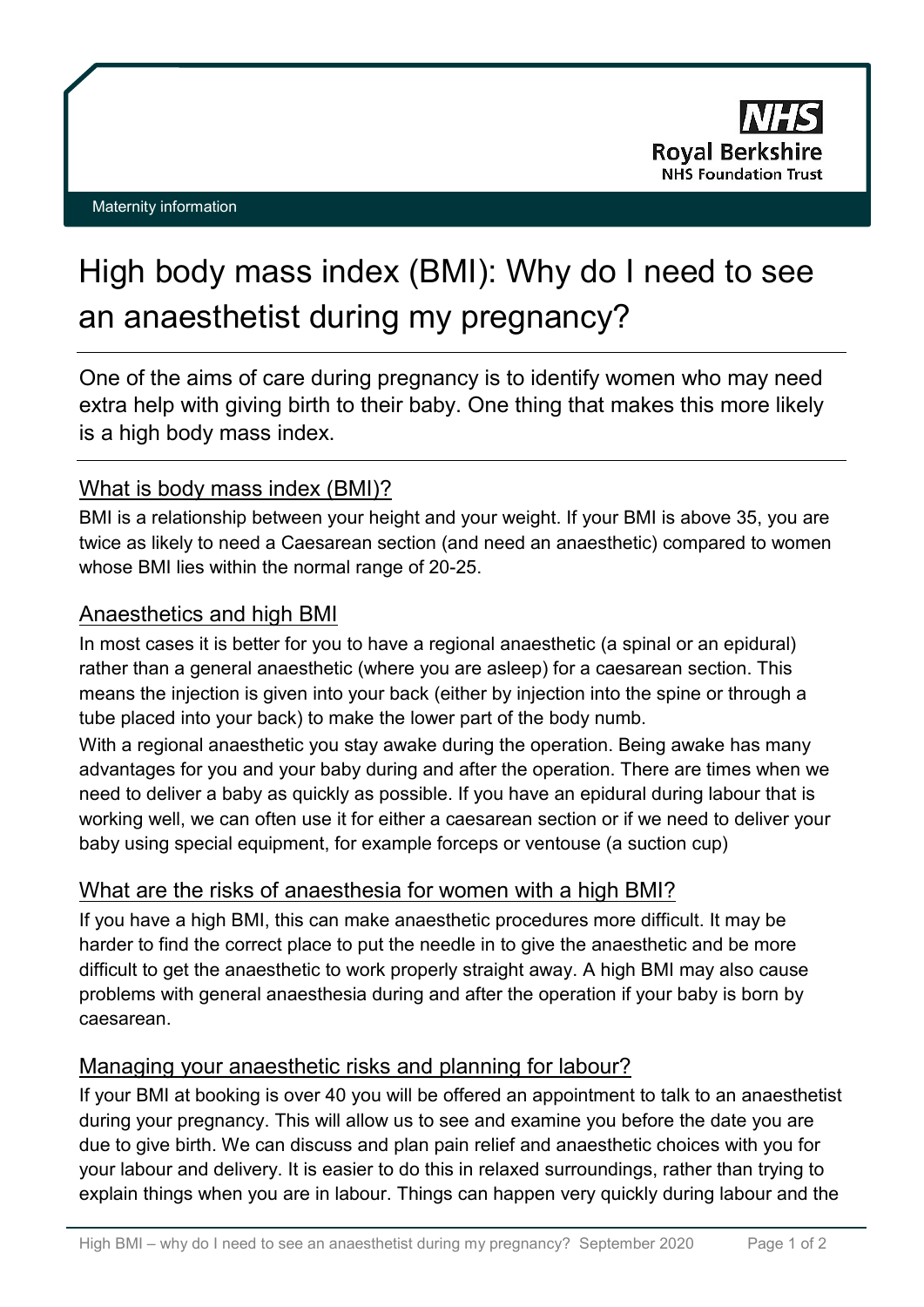Maternity information

# High body mass index (BMI): Why do I need to see an anaesthetist during my pregnancy?

One of the aims of care during pregnancy is to identify women who may need extra help with giving birth to their baby. One thing that makes this more likely is a high body mass index.

## What is body mass index (BMI)?

BMI is a relationship between your height and your weight. If your BMI is above 35, you are twice as likely to need a Caesarean section (and need an anaesthetic) compared to women whose BMI lies within the normal range of 20-25.

## Anaesthetics and high BMI

In most cases it is better for you to have a regional anaesthetic (a spinal or an epidural) rather than a general anaesthetic (where you are asleep) for a caesarean section. This means the injection is given into your back (either by injection into the spine or through a tube placed into your back) to make the lower part of the body numb.

With a regional anaesthetic you stay awake during the operation. Being awake has many advantages for you and your baby during and after the operation. There are times when we need to deliver a baby as quickly as possible. If you have an epidural during labour that is working well, we can often use it for either a caesarean section or if we need to deliver your baby using special equipment, for example forceps or ventouse (a suction cup)

## What are the risks of anaesthesia for women with a high BMI?

If you have a high BMI, this can make anaesthetic procedures more difficult. It may be harder to find the correct place to put the needle in to give the anaesthetic and be more difficult to get the anaesthetic to work properly straight away. A high BMI may also cause problems with general anaesthesia during and after the operation if your baby is born by caesarean.

## Managing your anaesthetic risks and planning for labour?

If your BMI at booking is over 40 you will be offered an appointment to talk to an anaesthetist during your pregnancy. This will allow us to see and examine you before the date you are due to give birth. We can discuss and plan pain relief and anaesthetic choices with you for your labour and delivery. It is easier to do this in relaxed surroundings, rather than trying to explain things when you are in labour. Things can happen very quickly during labour and the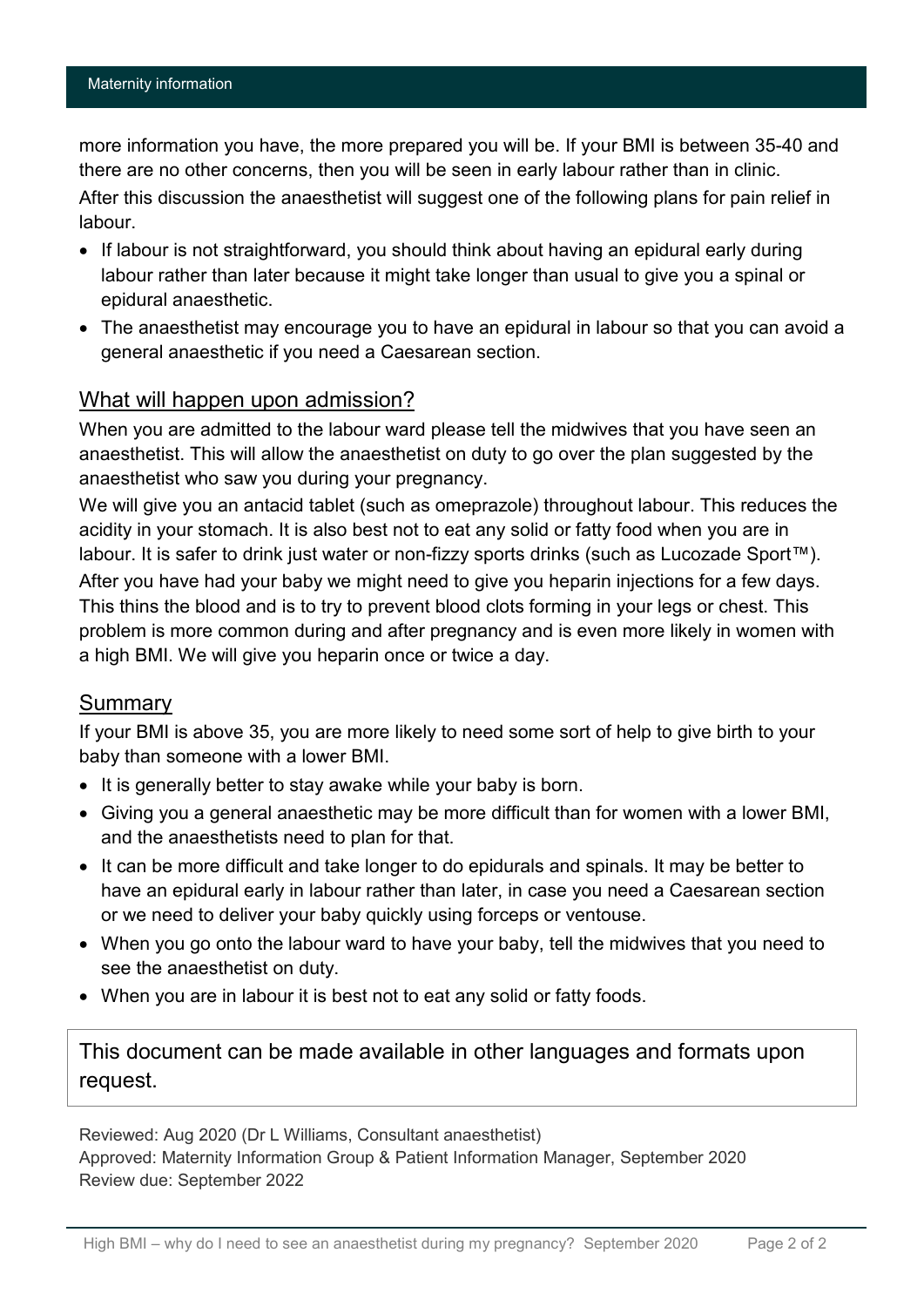more information you have, the more prepared you will be. If your BMI is between 35-40 and there are no other concerns, then you will be seen in early labour rather than in clinic.

After this discussion the anaesthetist will suggest one of the following plans for pain relief in labour.

- If labour is not straightforward, you should think about having an epidural early during labour rather than later because it might take longer than usual to give you a spinal or epidural anaesthetic.
- The anaesthetist may encourage you to have an epidural in labour so that you can avoid a general anaesthetic if you need a Caesarean section.

## What will happen upon admission?

When you are admitted to the labour ward please tell the midwives that you have seen an anaesthetist. This will allow the anaesthetist on duty to go over the plan suggested by the anaesthetist who saw you during your pregnancy.

We will give you an antacid tablet (such as omeprazole) throughout labour. This reduces the acidity in your stomach. It is also best not to eat any solid or fatty food when you are in labour. It is safer to drink just water or non-fizzy sports drinks (such as Lucozade Sport™).

After you have had your baby we might need to give you heparin injections for a few days. This thins the blood and is to try to prevent blood clots forming in your legs or chest. This problem is more common during and after pregnancy and is even more likely in women with a high BMI. We will give you heparin once or twice a day.

## Summary

If your BMI is above 35, you are more likely to need some sort of help to give birth to your baby than someone with a lower BMI.

- It is generally better to stay awake while your baby is born.
- Giving you a general anaesthetic may be more difficult than for women with a lower BMI, and the anaesthetists need to plan for that.
- It can be more difficult and take longer to do epidurals and spinals. It may be better to have an epidural early in labour rather than later, in case you need a Caesarean section or we need to deliver your baby quickly using forceps or ventouse.
- When you go onto the labour ward to have your baby, tell the midwives that you need to see the anaesthetist on duty.
- When you are in labour it is best not to eat any solid or fatty foods.

This document can be made available in other languages and formats upon request.

Reviewed: Aug 2020 (Dr L Williams, Consultant anaesthetist)
Approved: Maternity Information Group & Patient Information Manager, September 2020
Review due: September 2022